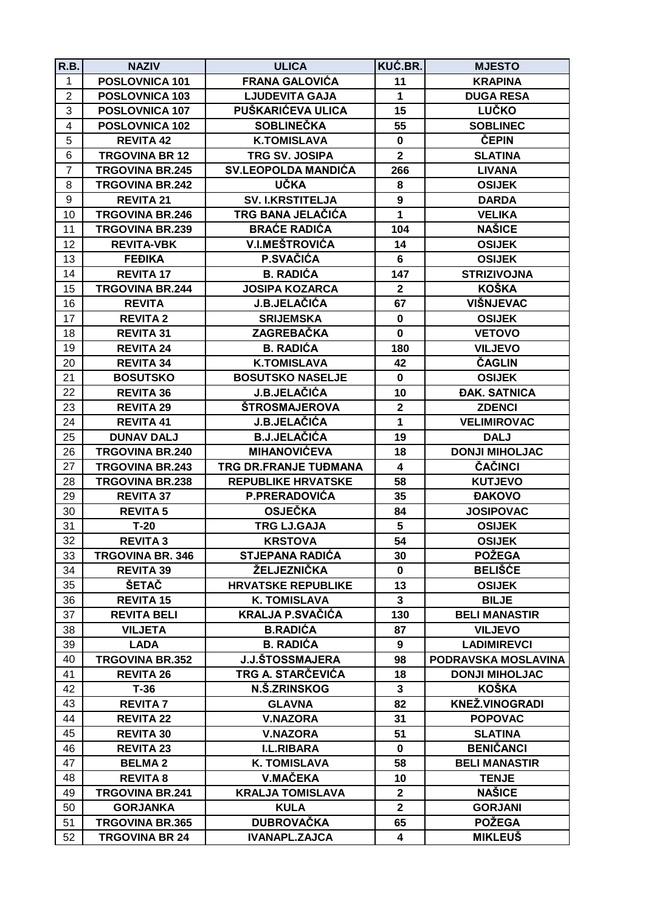| R.B. | NAZIV | ULICA | KUĆ.BR. | MJESTO |
| --- | --- | --- | --- | --- |
| 1 | POSLOVNICA 101 | FRANA GALOVIĆA | 11 | KRAPINA |
| 2 | POSLOVNICA 103 | LJUDEVITA GAJA | 1 | DUGA RESA |
| 3 | POSLOVNICA 107 | PUŠKARIĆEVA ULICA | 15 | LUČKO |
| 4 | POSLOVNICA 102 | SOBLINEČKA | 55 | SOBLINEC |
| 5 | REVITA 42 | K.TOMISLAVA | 0 | ČEPIN |
| 6 | TRGOVINA BR 12 | TRG SV. JOSIPA | 2 | SLATINA |
| 7 | TRGOVINA BR.245 | SV.LEOPOLDA MANDIĆA | 266 | LIVANA |
| 8 | TRGOVINA BR.242 | UČKA | 8 | OSIJEK |
| 9 | REVITA 21 | SV. I.KRSTITELJA | 9 | DARDA |
| 10 | TRGOVINA BR.246 | TRG BANA JELAČIĆA | 1 | VELIKA |
| 11 | TRGOVINA BR.239 | BRAĆE RADIĆA | 104 | NAŠICE |
| 12 | REVITA-VBK | V.I.MEŠTROVIĆA | 14 | OSIJEK |
| 13 | FEĐIKA | P.SVAČIĆA | 6 | OSIJEK |
| 14 | REVITA 17 | B. RADIĆA | 147 | STRIZIVOJNA |
| 15 | TRGOVINA BR.244 | JOSIPA KOZARCA | 2 | KOŠKA |
| 16 | REVITA | J.B.JELAČIĆA | 67 | VIŠNJEVAC |
| 17 | REVITA 2 | SRIJEMSKA | 0 | OSIJEK |
| 18 | REVITA 31 | ZAGREBAČKA | 0 | VETOVO |
| 19 | REVITA 24 | B. RADIĆA | 180 | VILJEVO |
| 20 | REVITA 34 | K.TOMISLAVA | 42 | ČAGLIN |
| 21 | BOSUTSKO | BOSUTSKO NASELJE | 0 | OSIJEK |
| 22 | REVITA 36 | J.B.JELAČIĆA | 10 | ĐAK. SATNICA |
| 23 | REVITA 29 | ŠTROSMAJEROVA | 2 | ZDENCI |
| 24 | REVITA 41 | J.B.JELAČIĆA | 1 | VELIMIROVAC |
| 25 | DUNAV DALJ | B.J.JELAČIĆA | 19 | DALJ |
| 26 | TRGOVINA BR.240 | MIHANOVIĆEVA | 18 | DONJI MIHOLJAC |
| 27 | TRGOVINA BR.243 | TRG DR.FRANJE TUĐMANA | 4 | ČAČINCI |
| 28 | TRGOVINA BR.238 | REPUBLIKE HRVATSKE | 58 | KUTJEVO |
| 29 | REVITA 37 | P.PRERADOVIĆA | 35 | ĐAKOVO |
| 30 | REVITA 5 | OSJEČKA | 84 | JOSIPOVAC |
| 31 | T-20 | TRG LJ.GAJA | 5 | OSIJEK |
| 32 | REVITA 3 | KRSTOVA | 54 | OSIJEK |
| 33 | TRGOVINA BR. 346 | STJEPANA RADIĆA | 30 | POŽEGA |
| 34 | REVITA 39 | ŽELJEZNIČKA | 0 | BELIŠĆE |
| 35 | ŠETAČ | HRVATSKE REPUBLIKE | 13 | OSIJEK |
| 36 | REVITA 15 | K. TOMISLAVA | 3 | BILJE |
| 37 | REVITA BELI | KRALJA P.SVAČIĆA | 130 | BELI MANASTIR |
| 38 | VILJETA | B.RADIĆA | 87 | VILJEVO |
| 39 | LADA | B. RADIĆA | 9 | LADIMIREVCI |
| 40 | TRGOVINA BR.352 | J.J.ŠTOSSMAJERA | 98 | PODRAVSKA MOSLAVINA |
| 41 | REVITA 26 | TRG A. STARČEVIĆA | 18 | DONJI MIHOLJAC |
| 42 | T-36 | N.Š.ZRINSKOG | 3 | KOŠKA |
| 43 | REVITA 7 | GLAVNA | 82 | KNEŽ.VINOGRADI |
| 44 | REVITA 22 | V.NAZORA | 31 | POPOVAC |
| 45 | REVITA 30 | V.NAZORA | 51 | SLATINA |
| 46 | REVITA 23 | I.L.RIBARA | 0 | BENIČANCI |
| 47 | BELMA 2 | K. TOMISLAVA | 58 | BELI MANASTIR |
| 48 | REVITA 8 | V.MAČEKA | 10 | TENJE |
| 49 | TRGOVINA BR.241 | KRALJA TOMISLAVA | 2 | NAŠICE |
| 50 | GORJANKA | KULA | 2 | GORJANI |
| 51 | TRGOVINA BR.365 | DUBROVAČKA | 65 | POŽEGA |
| 52 | TRGOVINA BR 24 | IVANAPL.ZAJCA | 4 | MIKLEUŠ |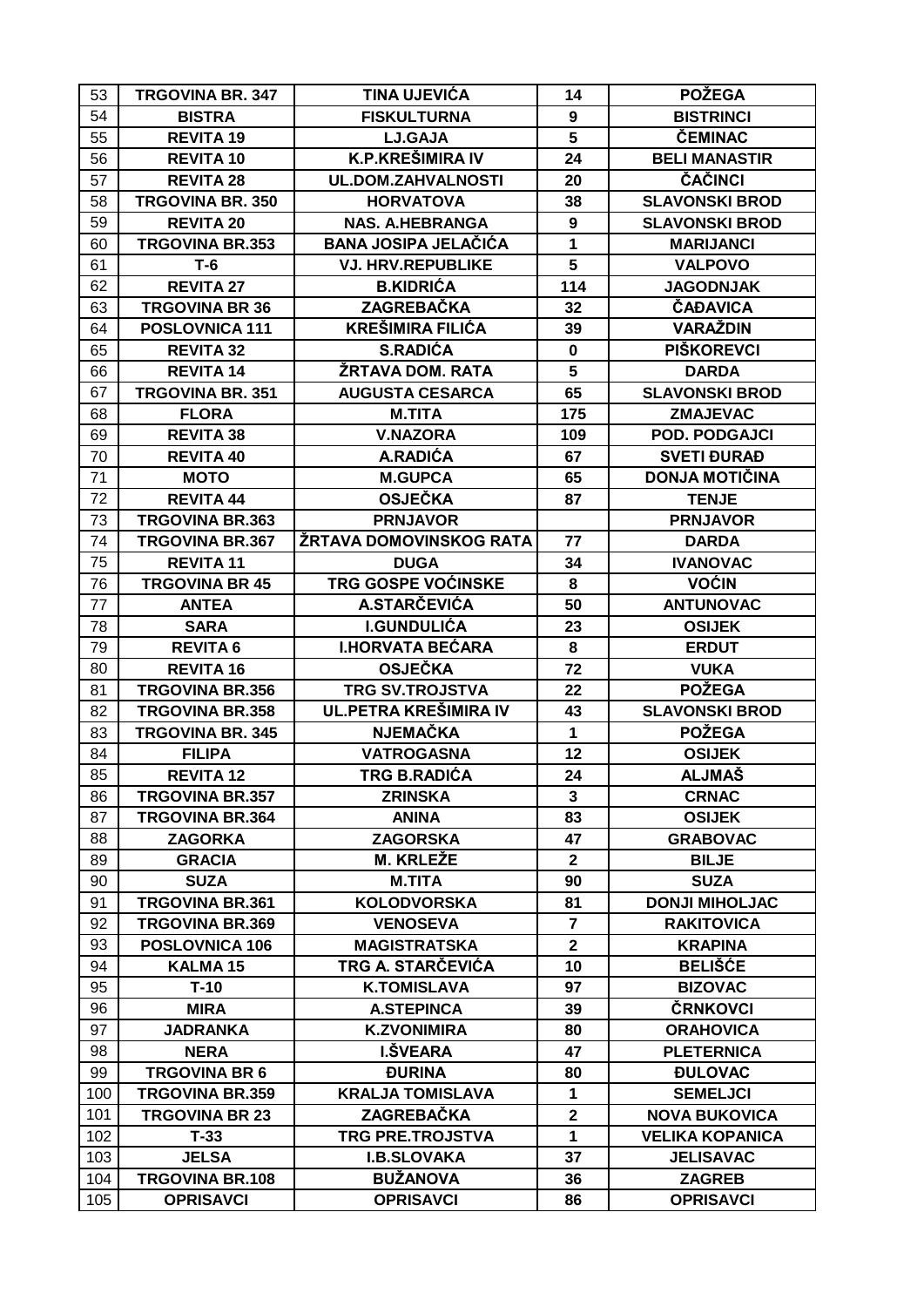| | | | | |
|---|---|---|---|---|
| 53 | **TRGOVINA BR. 347** | **TINA UJEVIĆA** | **14** | **POŽEGA** |
| 54 | **BISTRA** | **FISKULTURNA** | **9** | **BISTRINCI** |
| 55 | **REVITA 19** | **LJ.GAJA** | **5** | **ČEMINAC** |
| 56 | **REVITA 10** | **K.P.KREŠIMIRA IV** | **24** | **BELI MANASTIR** |
| 57 | **REVITA 28** | **UL.DOM.ZAHVALNOSTI** | **20** | **ČAČINCI** |
| 58 | **TRGOVINA BR. 350** | **HORVATOVA** | **38** | **SLAVONSKI BROD** |
| 59 | **REVITA 20** | **NAS. A.HEBRANGA** | **9** | **SLAVONSKI BROD** |
| 60 | **TRGOVINA BR.353** | **BANA JOSIPA JELAČIĆA** | **1** | **MARIJANCI** |
| 61 | **T-6** | **VJ. HRV.REPUBLIKE** | **5** | **VALPOVO** |
| 62 | **REVITA 27** | **B.KIDRIĆA** | **114** | **JAGODNJAK** |
| 63 | **TRGOVINA BR 36** | **ZAGREBAČKA** | **32** | **ČAĐAVICA** |
| 64 | **POSLOVNICA 111** | **KREŠIMIRA FILIĆA** | **39** | **VARAŽDIN** |
| 65 | **REVITA 32** | **S.RADIĆA** | **0** | **PIŠKOREVCI** |
| 66 | **REVITA 14** | **ŽRTAVA DOM. RATA** | **5** | **DARDA** |
| 67 | **TRGOVINA BR. 351** | **AUGUSTA CESARCA** | **65** | **SLAVONSKI BROD** |
| 68 | **FLORA** | **M.TITA** | **175** | **ZMAJEVAC** |
| 69 | **REVITA 38** | **V.NAZORA** | **109** | **POD. PODGAJCI** |
| 70 | **REVITA 40** | **A.RADIĆA** | **67** | **SVETI ĐURAĐ** |
| 71 | **MOTO** | **M.GUPCA** | **65** | **DONJA MOTIČINA** |
| 72 | **REVITA 44** | **OSJEČKA** | **87** | **TENJE** |
| 73 | **TRGOVINA BR.363** | **PRNJAVOR** | | **PRNJAVOR** |
| 74 | **TRGOVINA BR.367** | **ŽRTAVA DOMOVINSKOG RATA** | **77** | **DARDA** |
| 75 | **REVITA 11** | **DUGA** | **34** | **IVANOVAC** |
| 76 | **TRGOVINA BR 45** | **TRG GOSPE VOĆINSKE** | **8** | **VOĆIN** |
| 77 | **ANTEA** | **A.STARČEVIĆA** | **50** | **ANTUNOVAC** |
| 78 | **SARA** | **I.GUNDULIĆA** | **23** | **OSIJEK** |
| 79 | **REVITA 6** | **I.HORVATA BEĆARA** | **8** | **ERDUT** |
| 80 | **REVITA 16** | **OSJEČKA** | **72** | **VUKA** |
| 81 | **TRGOVINA BR.356** | **TRG SV.TROJSTVA** | **22** | **POŽEGA** |
| 82 | **TRGOVINA BR.358** | **UL.PETRA KREŠIMIRA IV** | **43** | **SLAVONSKI BROD** |
| 83 | **TRGOVINA BR. 345** | **NJEMAČKA** | **1** | **POŽEGA** |
| 84 | **FILIPA** | **VATROGASNA** | **12** | **OSIJEK** |
| 85 | **REVITA 12** | **TRG B.RADIĆA** | **24** | **ALJMAŠ** |
| 86 | **TRGOVINA BR.357** | **ZRINSKA** | **3** | **CRNAC** |
| 87 | **TRGOVINA BR.364** | **ANINA** | **83** | **OSIJEK** |
| 88 | **ZAGORKA** | **ZAGORSKA** | **47** | **GRABOVAC** |
| 89 | **GRACIA** | **M. KRLEŽE** | **2** | **BILJE** |
| 90 | **SUZA** | **M.TITA** | **90** | **SUZA** |
| 91 | **TRGOVINA BR.361** | **KOLODVORSKA** | **81** | **DONJI MIHOLJAC** |
| 92 | **TRGOVINA BR.369** | **VENOSEVA** | **7** | **RAKITOVICA** |
| 93 | **POSLOVNICA 106** | **MAGISTRATSKA** | **2** | **KRAPINA** |
| 94 | **KALMA 15** | **TRG A. STARČEVIĆA** | **10** | **BELIŠĆE** |
| 95 | **T-10** | **K.TOMISLAVA** | **97** | **BIZOVAC** |
| 96 | **MIRA** | **A.STEPINCA** | **39** | **ČRNKOVCI** |
| 97 | **JADRANKA** | **K.ZVONIMIRA** | **80** | **ORAHOVICA** |
| 98 | **NERA** | **I.ŠVEARA** | **47** | **PLETERNICA** |
| 99 | **TRGOVINA BR 6** | **ĐURINA** | **80** | **ĐULOVAC** |
| 100 | **TRGOVINA BR.359** | **KRALJA TOMISLAVA** | **1** | **SEMELJCI** |
| 101 | **TRGOVINA BR 23** | **ZAGREBAČKA** | **2** | **NOVA BUKOVICA** |
| 102 | **T-33** | **TRG PRE.TROJSTVA** | **1** | **VELIKA KOPANICA** |
| 103 | **JELSA** | **I.B.SLOVAKA** | **37** | **JELISAVAC** |
| 104 | **TRGOVINA BR.108** | **BUŽANOVA** | **36** | **ZAGREB** |
| 105 | **OPRISAVCI** | **OPRISAVCI** | **86** | **OPRISAVCI** |